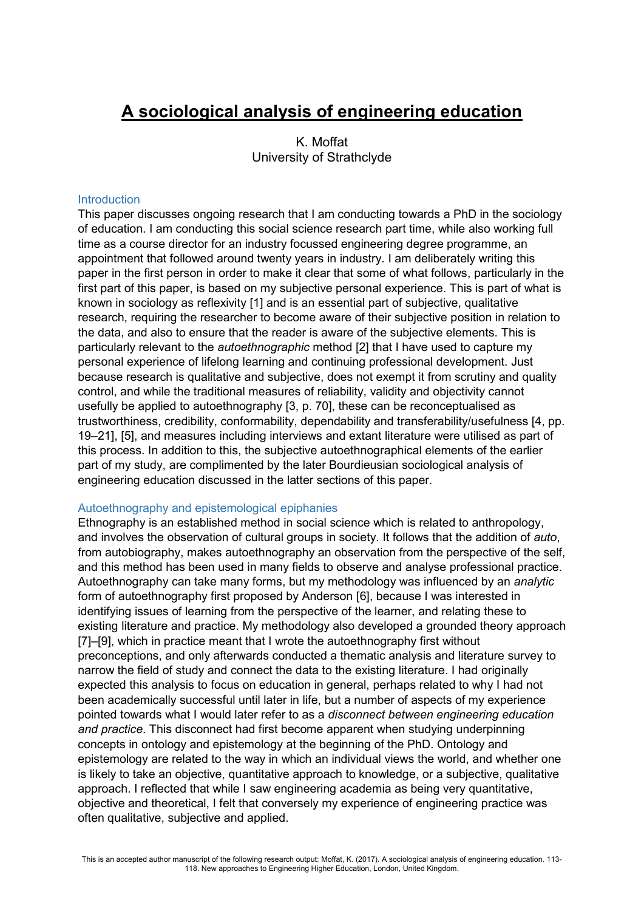# A sociological analysis of engineering education

K. Moffat
University of Strathclyde

## Introduction

This paper discusses ongoing research that I am conducting towards a PhD in the sociology of education. I am conducting this social science research part time, while also working full time as a course director for an industry focussed engineering degree programme, an appointment that followed around twenty years in industry. I am deliberately writing this paper in the first person in order to make it clear that some of what follows, particularly in the first part of this paper, is based on my subjective personal experience. This is part of what is known in sociology as reflexivity [1] and is an essential part of subjective, qualitative research, requiring the researcher to become aware of their subjective position in relation to the data, and also to ensure that the reader is aware of the subjective elements. This is particularly relevant to the *autoethnographic* method [2] that I have used to capture my personal experience of lifelong learning and continuing professional development. Just because research is qualitative and subjective, does not exempt it from scrutiny and quality control, and while the traditional measures of reliability, validity and objectivity cannot usefully be applied to autoethnography [3, p. 70], these can be reconceptualised as trustworthiness, credibility, conformability, dependability and transferability/usefulness [4, pp. 19–21], [5], and measures including interviews and extant literature were utilised as part of this process. In addition to this, the subjective autoethnographical elements of the earlier part of my study, are complimented by the later Bourdieusian sociological analysis of engineering education discussed in the latter sections of this paper.

## Autoethnography and epistemological epiphanies

Ethnography is an established method in social science which is related to anthropology, and involves the observation of cultural groups in society. It follows that the addition of *auto*, from autobiography, makes autoethnography an observation from the perspective of the self, and this method has been used in many fields to observe and analyse professional practice. Autoethnography can take many forms, but my methodology was influenced by an *analytic* form of autoethnography first proposed by Anderson [6], because I was interested in identifying issues of learning from the perspective of the learner, and relating these to existing literature and practice. My methodology also developed a grounded theory approach [7]–[9], which in practice meant that I wrote the autoethnography first without preconceptions, and only afterwards conducted a thematic analysis and literature survey to narrow the field of study and connect the data to the existing literature. I had originally expected this analysis to focus on education in general, perhaps related to why I had not been academically successful until later in life, but a number of aspects of my experience pointed towards what I would later refer to as a *disconnect between engineering education and practice*. This disconnect had first become apparent when studying underpinning concepts in ontology and epistemology at the beginning of the PhD. Ontology and epistemology are related to the way in which an individual views the world, and whether one is likely to take an objective, quantitative approach to knowledge, or a subjective, qualitative approach. I reflected that while I saw engineering academia as being very quantitative, objective and theoretical, I felt that conversely my experience of engineering practice was often qualitative, subjective and applied.

This is an accepted author manuscript of the following research output: Moffat, K. (2017). A sociological analysis of engineering education. 113-118. New approaches to Engineering Higher Education, London, United Kingdom.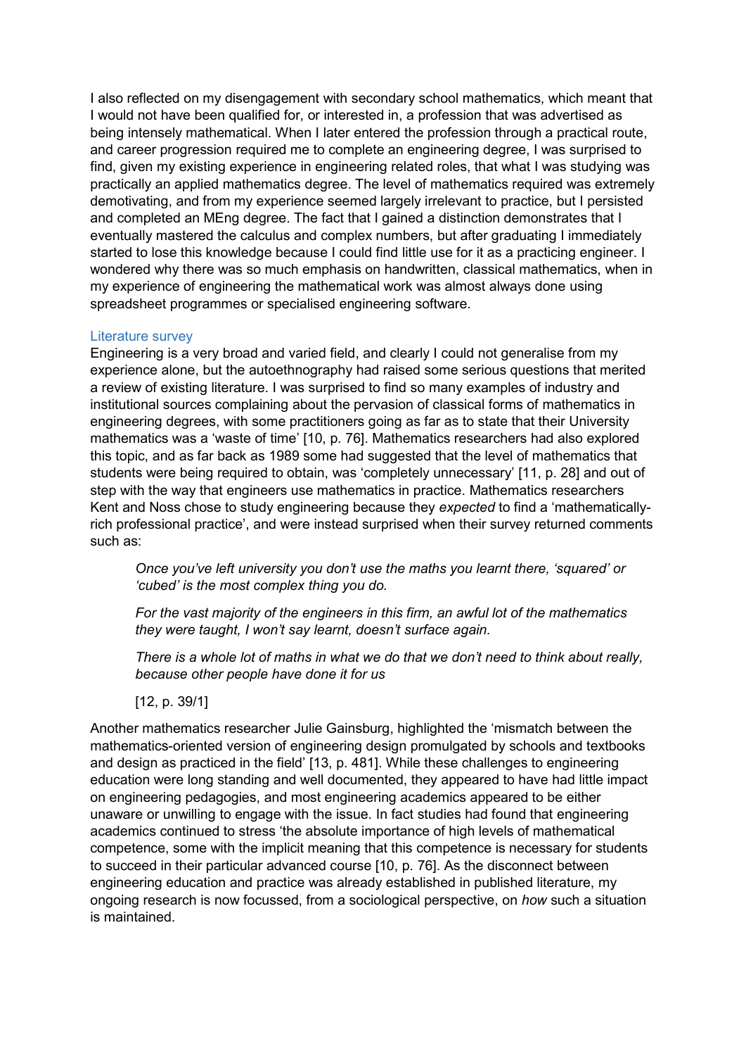I also reflected on my disengagement with secondary school mathematics, which meant that I would not have been qualified for, or interested in, a profession that was advertised as being intensely mathematical. When I later entered the profession through a practical route, and career progression required me to complete an engineering degree, I was surprised to find, given my existing experience in engineering related roles, that what I was studying was practically an applied mathematics degree. The level of mathematics required was extremely demotivating, and from my experience seemed largely irrelevant to practice, but I persisted and completed an MEng degree. The fact that I gained a distinction demonstrates that I eventually mastered the calculus and complex numbers, but after graduating I immediately started to lose this knowledge because I could find little use for it as a practicing engineer. I wondered why there was so much emphasis on handwritten, classical mathematics, when in my experience of engineering the mathematical work was almost always done using spreadsheet programmes or specialised engineering software.

### Literature survey

Engineering is a very broad and varied field, and clearly I could not generalise from my experience alone, but the autoethnography had raised some serious questions that merited a review of existing literature. I was surprised to find so many examples of industry and institutional sources complaining about the pervasion of classical forms of mathematics in engineering degrees, with some practitioners going as far as to state that their University mathematics was a 'waste of time' [10, p. 76]. Mathematics researchers had also explored this topic, and as far back as 1989 some had suggested that the level of mathematics that students were being required to obtain, was 'completely unnecessary' [11, p. 28] and out of step with the way that engineers use mathematics in practice. Mathematics researchers Kent and Noss chose to study engineering because they *expected* to find a 'mathematically-rich professional practice', and were instead surprised when their survey returned comments such as:

> *Once you've left university you don't use the maths you learnt there, 'squared' or 'cubed' is the most complex thing you do.*
>
> *For the vast majority of the engineers in this firm, an awful lot of the mathematics they were taught, I won't say learnt, doesn't surface again.*
>
> *There is a whole lot of maths in what we do that we don't need to think about really, because other people have done it for us*
>
> [12, p. 39/1]

Another mathematics researcher Julie Gainsburg, highlighted the 'mismatch between the mathematics-oriented version of engineering design promulgated by schools and textbooks and design as practiced in the field' [13, p. 481]. While these challenges to engineering education were long standing and well documented, they appeared to have had little impact on engineering pedagogies, and most engineering academics appeared to be either unaware or unwilling to engage with the issue. In fact studies had found that engineering academics continued to stress 'the absolute importance of high levels of mathematical competence, some with the implicit meaning that this competence is necessary for students to succeed in their particular advanced course [10, p. 76]. As the disconnect between engineering education and practice was already established in published literature, my ongoing research is now focussed, from a sociological perspective, on *how* such a situation is maintained.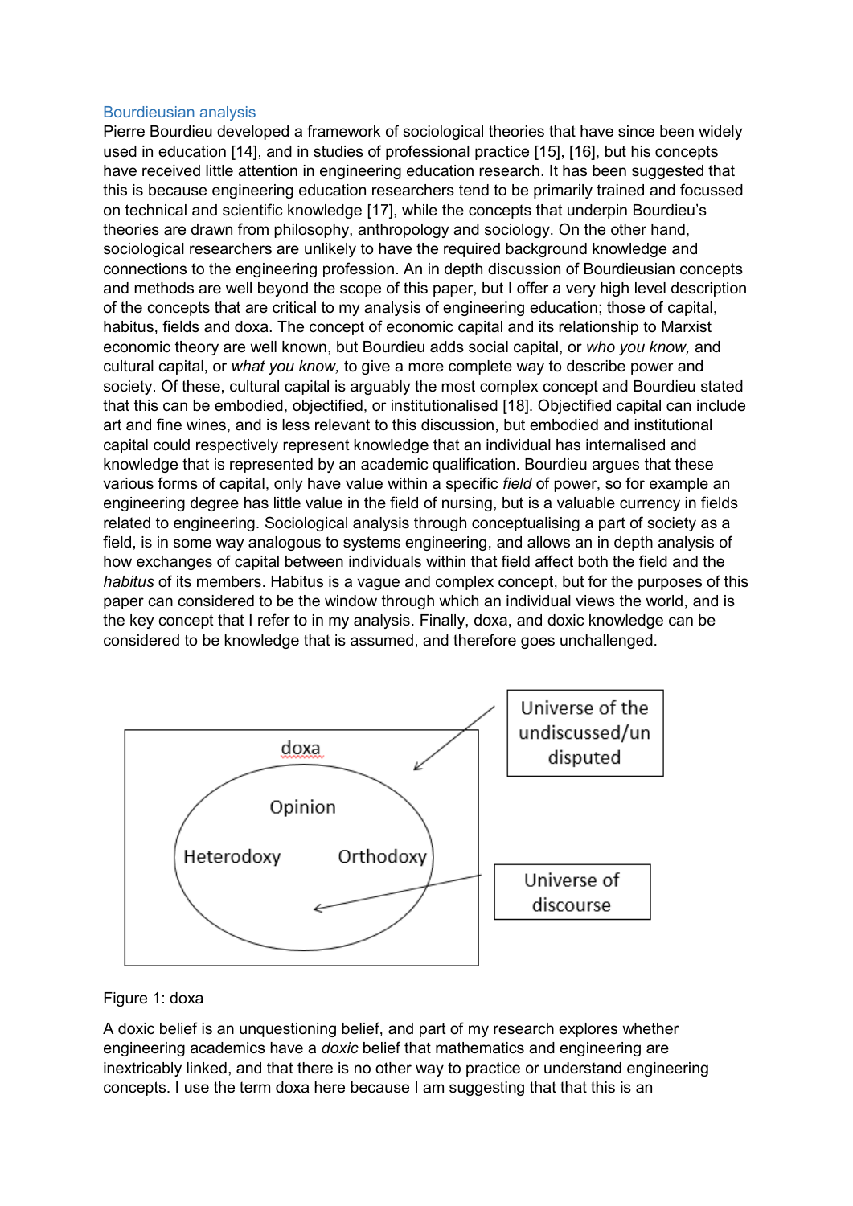### Bourdieusian analysis

Pierre Bourdieu developed a framework of sociological theories that have since been widely used in education [14], and in studies of professional practice [15], [16], but his concepts have received little attention in engineering education research. It has been suggested that this is because engineering education researchers tend to be primarily trained and focussed on technical and scientific knowledge [17], while the concepts that underpin Bourdieu's theories are drawn from philosophy, anthropology and sociology. On the other hand, sociological researchers are unlikely to have the required background knowledge and connections to the engineering profession. An in depth discussion of Bourdieusian concepts and methods are well beyond the scope of this paper, but I offer a very high level description of the concepts that are critical to my analysis of engineering education; those of capital, habitus, fields and doxa. The concept of economic capital and its relationship to Marxist economic theory are well known, but Bourdieu adds social capital, or *who you know,* and cultural capital, or *what you know,* to give a more complete way to describe power and society. Of these, cultural capital is arguably the most complex concept and Bourdieu stated that this can be embodied, objectified, or institutionalised [18]. Objectified capital can include art and fine wines, and is less relevant to this discussion, but embodied and institutional capital could respectively represent knowledge that an individual has internalised and knowledge that is represented by an academic qualification. Bourdieu argues that these various forms of capital, only have value within a specific *field* of power, so for example an engineering degree has little value in the field of nursing, but is a valuable currency in fields related to engineering. Sociological analysis through conceptualising a part of society as a field, is in some way analogous to systems engineering, and allows an in depth analysis of how exchanges of capital between individuals within that field affect both the field and the *habitus* of its members. Habitus is a vague and complex concept, but for the purposes of this paper can considered to be the window through which an individual views the world, and is the key concept that I refer to in my analysis. Finally, doxa, and doxic knowledge can be considered to be knowledge that is assumed, and therefore goes unchallenged.

Figure 1: doxa

A doxic belief is an unquestioning belief, and part of my research explores whether engineering academics have a *doxic* belief that mathematics and engineering are inextricably linked, and that there is no other way to practice or understand engineering concepts. I use the term doxa here because I am suggesting that that this is an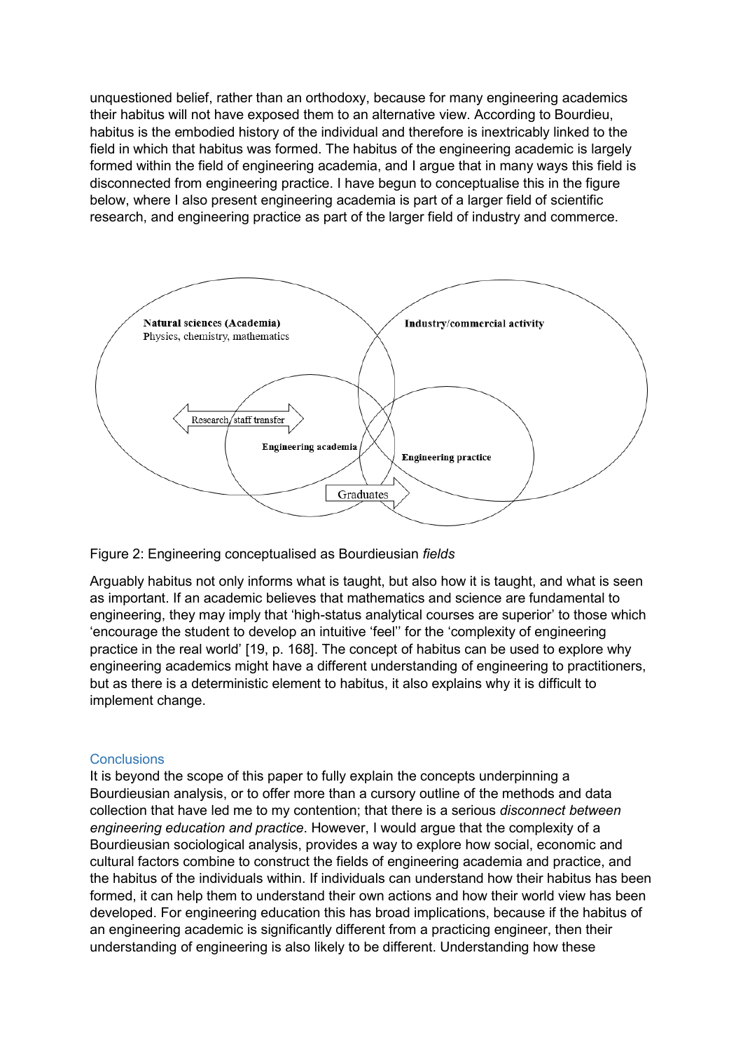unquestioned belief, rather than an orthodoxy, because for many engineering academics their habitus will not have exposed them to an alternative view. According to Bourdieu, habitus is the embodied history of the individual and therefore is inextricably linked to the field in which that habitus was formed. The habitus of the engineering academic is largely formed within the field of engineering academia, and I argue that in many ways this field is disconnected from engineering practice. I have begun to conceptualise this in the figure below, where I also present engineering academia is part of a larger field of scientific research, and engineering practice as part of the larger field of industry and commerce.

Figure 2: Engineering conceptualised as Bourdieusian *fields*

Arguably habitus not only informs what is taught, but also how it is taught, and what is seen as important. If an academic believes that mathematics and science are fundamental to engineering, they may imply that 'high-status analytical courses are superior' to those which 'encourage the student to develop an intuitive 'feel'' for the 'complexity of engineering practice in the real world' [19, p. 168]. The concept of habitus can be used to explore why engineering academics might have a different understanding of engineering to practitioners, but as there is a deterministic element to habitus, it also explains why it is difficult to implement change.

## Conclusions

It is beyond the scope of this paper to fully explain the concepts underpinning a Bourdieusian analysis, or to offer more than a cursory outline of the methods and data collection that have led me to my contention; that there is a serious *disconnect between engineering education and practice*. However, I would argue that the complexity of a Bourdieusian sociological analysis, provides a way to explore how social, economic and cultural factors combine to construct the fields of engineering academia and practice, and the habitus of the individuals within. If individuals can understand how their habitus has been formed, it can help them to understand their own actions and how their world view has been developed. For engineering education this has broad implications, because if the habitus of an engineering academic is significantly different from a practicing engineer, then their understanding of engineering is also likely to be different. Understanding how these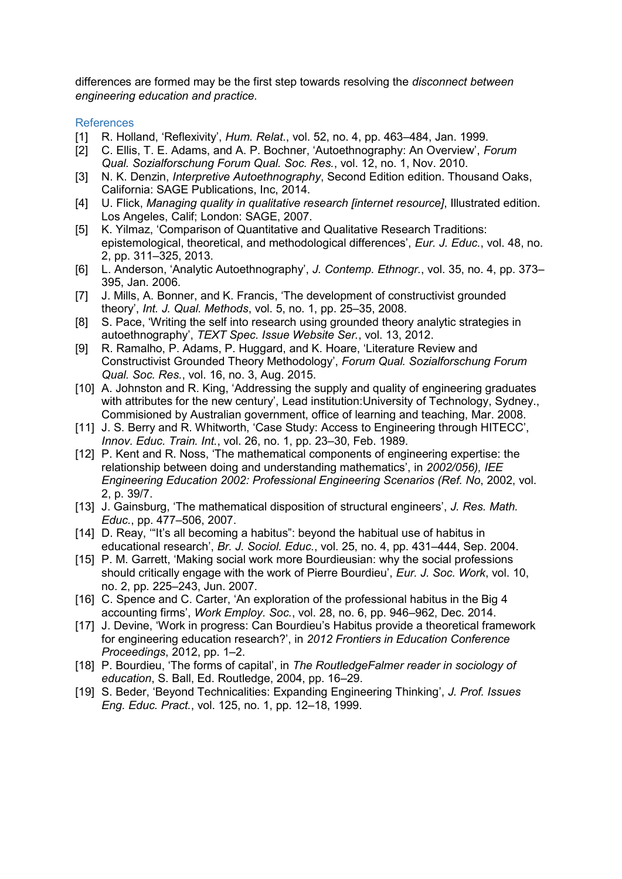differences are formed may be the first step towards resolving the *disconnect between engineering education and practice.*

## References

[1] R. Holland, 'Reflexivity', *Hum. Relat.*, vol. 52, no. 4, pp. 463–484, Jan. 1999.

[2] C. Ellis, T. E. Adams, and A. P. Bochner, 'Autoethnography: An Overview', *Forum Qual. Sozialforschung Forum Qual. Soc. Res.*, vol. 12, no. 1, Nov. 2010.

[3] N. K. Denzin, *Interpretive Autoethnography*, Second Edition edition. Thousand Oaks, California: SAGE Publications, Inc, 2014.

[4] U. Flick, *Managing quality in qualitative research [internet resource]*, Illustrated edition. Los Angeles, Calif; London: SAGE, 2007.

[5] K. Yilmaz, 'Comparison of Quantitative and Qualitative Research Traditions: epistemological, theoretical, and methodological differences', *Eur. J. Educ.*, vol. 48, no. 2, pp. 311–325, 2013.

[6] L. Anderson, 'Analytic Autoethnography', *J. Contemp. Ethnogr.*, vol. 35, no. 4, pp. 373–395, Jan. 2006.

[7] J. Mills, A. Bonner, and K. Francis, 'The development of constructivist grounded theory', *Int. J. Qual. Methods*, vol. 5, no. 1, pp. 25–35, 2008.

[8] S. Pace, 'Writing the self into research using grounded theory analytic strategies in autoethnography', *TEXT Spec. Issue Website Ser.*, vol. 13, 2012.

[9] R. Ramalho, P. Adams, P. Huggard, and K. Hoare, 'Literature Review and Constructivist Grounded Theory Methodology', *Forum Qual. Sozialforschung Forum Qual. Soc. Res.*, vol. 16, no. 3, Aug. 2015.

[10] A. Johnston and R. King, 'Addressing the supply and quality of engineering graduates with attributes for the new century', Lead institution:University of Technology, Sydney., Commisioned by Australian government, office of learning and teaching, Mar. 2008.

[11] J. S. Berry and R. Whitworth, 'Case Study: Access to Engineering through HITECC', *Innov. Educ. Train. Int.*, vol. 26, no. 1, pp. 23–30, Feb. 1989.

[12] P. Kent and R. Noss, 'The mathematical components of engineering expertise: the relationship between doing and understanding mathematics', in *2002/056), IEE Engineering Education 2002: Professional Engineering Scenarios (Ref. No*, 2002, vol. 2, p. 39/7.

[13] J. Gainsburg, 'The mathematical disposition of structural engineers', *J. Res. Math. Educ.*, pp. 477–506, 2007.

[14] D. Reay, '"It's all becoming a habitus": beyond the habitual use of habitus in educational research', *Br. J. Sociol. Educ.*, vol. 25, no. 4, pp. 431–444, Sep. 2004.

[15] P. M. Garrett, 'Making social work more Bourdieusian: why the social professions should critically engage with the work of Pierre Bourdieu', *Eur. J. Soc. Work*, vol. 10, no. 2, pp. 225–243, Jun. 2007.

[16] C. Spence and C. Carter, 'An exploration of the professional habitus in the Big 4 accounting firms', *Work Employ. Soc.*, vol. 28, no. 6, pp. 946–962, Dec. 2014.

[17] J. Devine, 'Work in progress: Can Bourdieu's Habitus provide a theoretical framework for engineering education research?', in *2012 Frontiers in Education Conference Proceedings*, 2012, pp. 1–2.

[18] P. Bourdieu, 'The forms of capital', in *The RoutledgeFalmer reader in sociology of education*, S. Ball, Ed. Routledge, 2004, pp. 16–29.

[19] S. Beder, 'Beyond Technicalities: Expanding Engineering Thinking', *J. Prof. Issues Eng. Educ. Pract.*, vol. 125, no. 1, pp. 12–18, 1999.